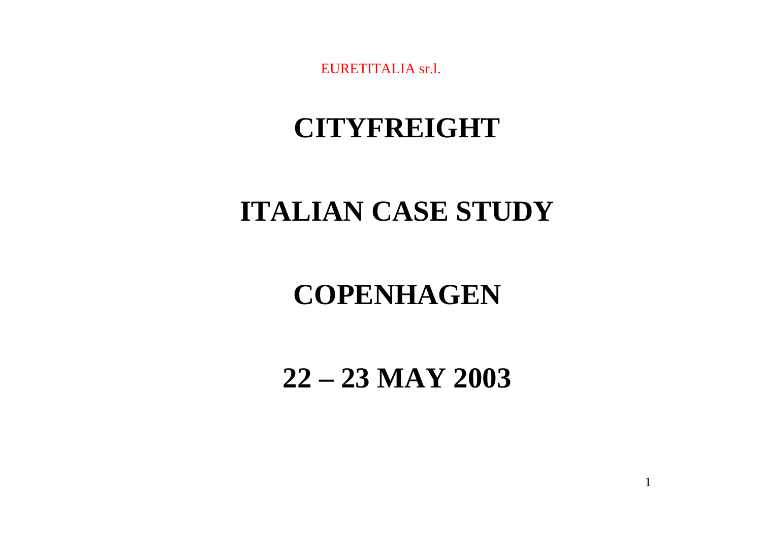EURETITALIA sr.l.

# CITYFREIGHT

# ITALIAN CASE STUDY

# COPENHAGEN

# 22 – 23 MAY 2003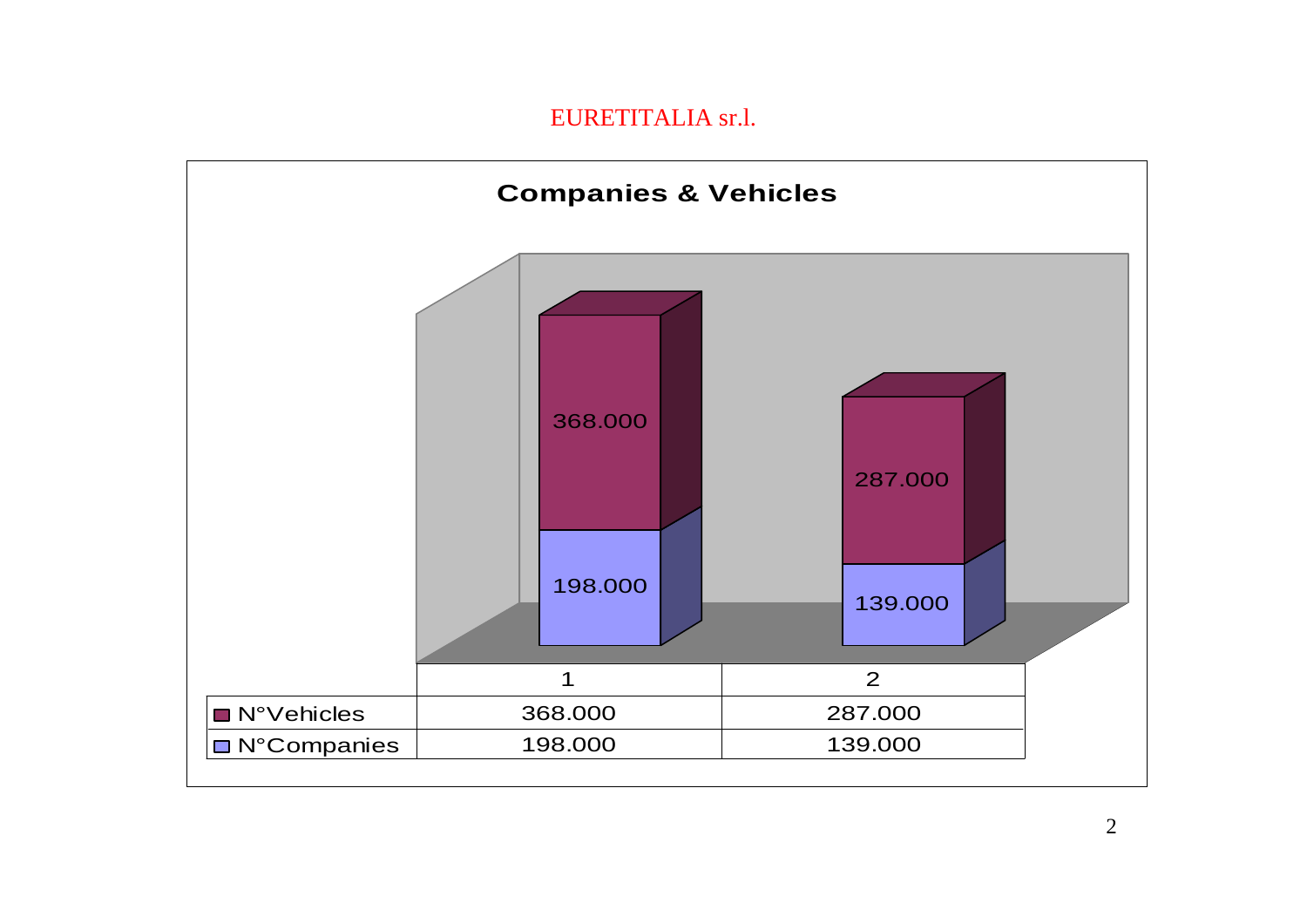EURETITALIA sr.l.

## Companies & Vehicles

| | 1 | 2 |
|---|---|---|
| N°Vehicles | 368.000 | 287.000 |
| N°Companies | 198.000 | 139.000 |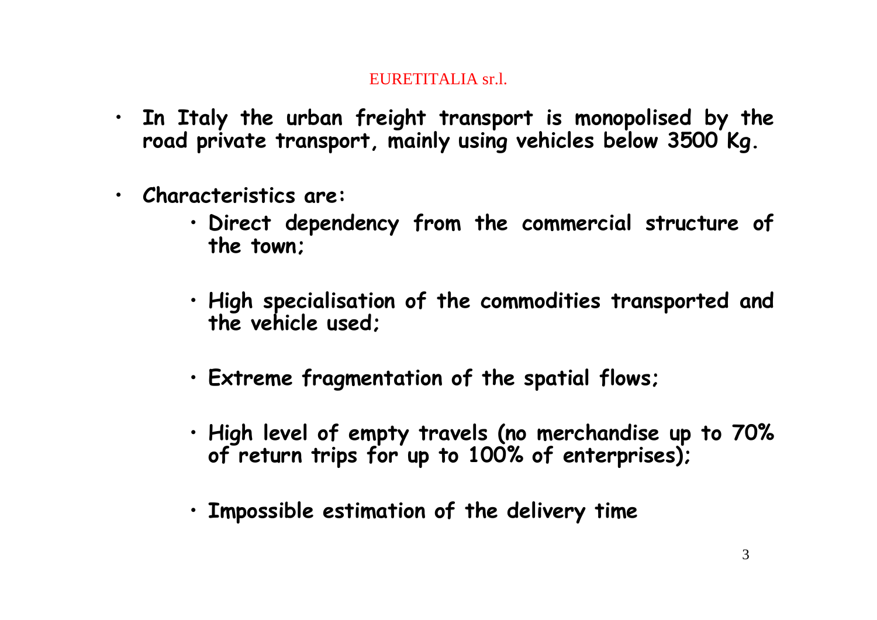- **In Italy the urban freight transport is monopolised by the road private transport, mainly using vehicles below 3500 Kg.**

- **Characteristics are:**
  - **Direct dependency from the commercial structure of the town;**
  - **High specialisation of the commodities transported and the vehicle used;**
  - **Extreme fragmentation of the spatial flows;**
  - **High level of empty travels (no merchandise up to 70% of return trips for up to 100% of enterprises);**
  - **Impossible estimation of the delivery time**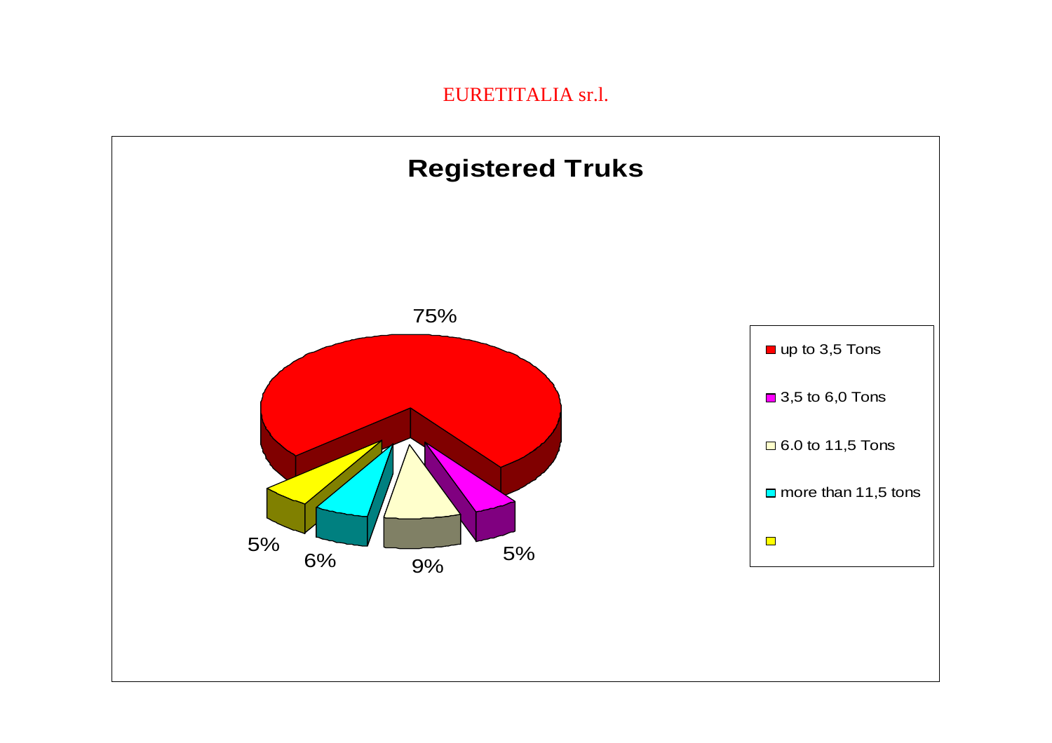EURETITALIA sr.l.

## Registered Truks

| Category | Percentage |
|---|---|
| up to 3,5 Tons | 75% |
| 3,5 to 6,0 Tons | 5% |
| 6.0 to 11,5 Tons | 9% |
| more than 11,5 tons | 6% |
| | 5% |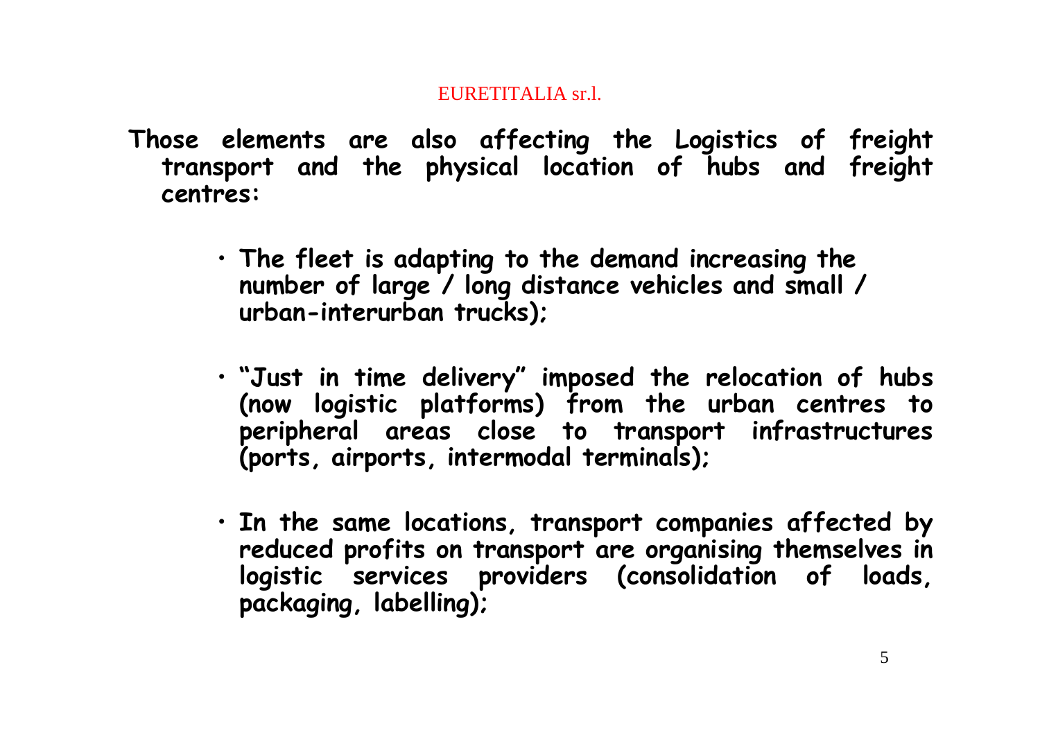Those elements are also affecting the Logistics of freight transport and the physical location of hubs and freight centres:

- The fleet is adapting to the demand increasing the number of large / long distance vehicles and small / urban-interurban trucks);
- "Just in time delivery" imposed the relocation of hubs (now logistic platforms) from the urban centres to peripheral areas close to transport infrastructures (ports, airports, intermodal terminals);
- In the same locations, transport companies affected by reduced profits on transport are organising themselves in logistic services providers (consolidation of loads, packaging, labelling);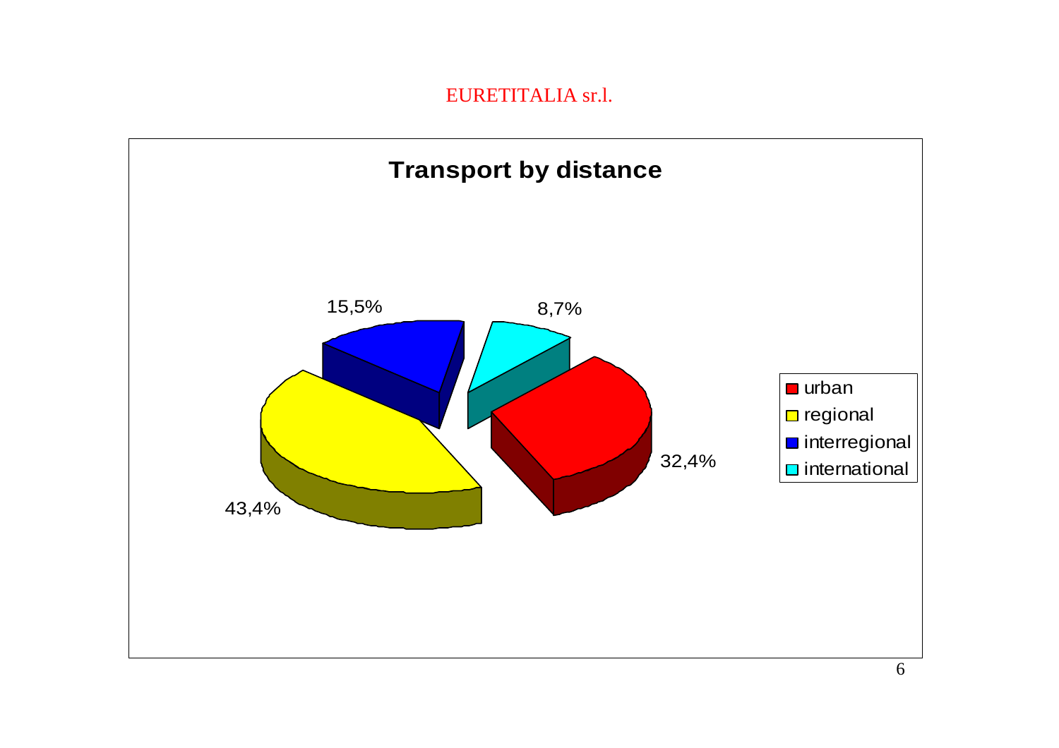## Transport by distance

| Category | Share |
| --- | --- |
| urban | 32,4% |
| regional | 43,4% |
| interregional | 15,5% |
| international | 8,7% |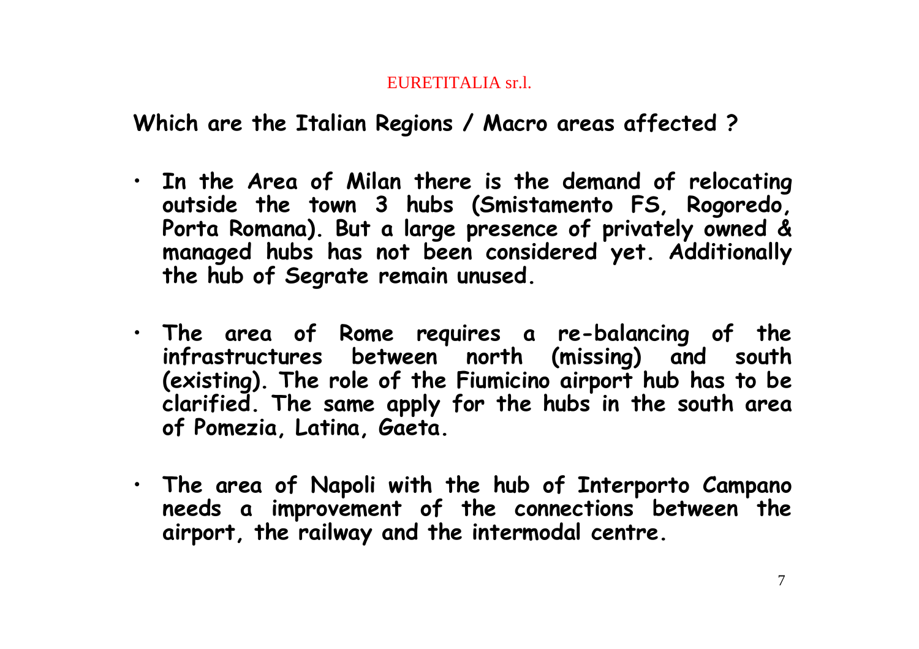EURETITALIA sr.l.

## Which are the Italian Regions / Macro areas affected ?

- **In the Area of Milan there is the demand of relocating outside the town 3 hubs (Smistamento FS, Rogoredo, Porta Romana). But a large presence of privately owned & managed hubs has not been considered yet. Additionally the hub of Segrate remain unused.**

- **The area of Rome requires a re-balancing of the infrastructures between north (missing) and south (existing). The role of the Fiumicino airport hub has to be clarified. The same apply for the hubs in the south area of Pomezia, Latina, Gaeta.**

- **The area of Napoli with the hub of Interporto Campano needs a improvement of the connections between the airport, the railway and the intermodal centre.**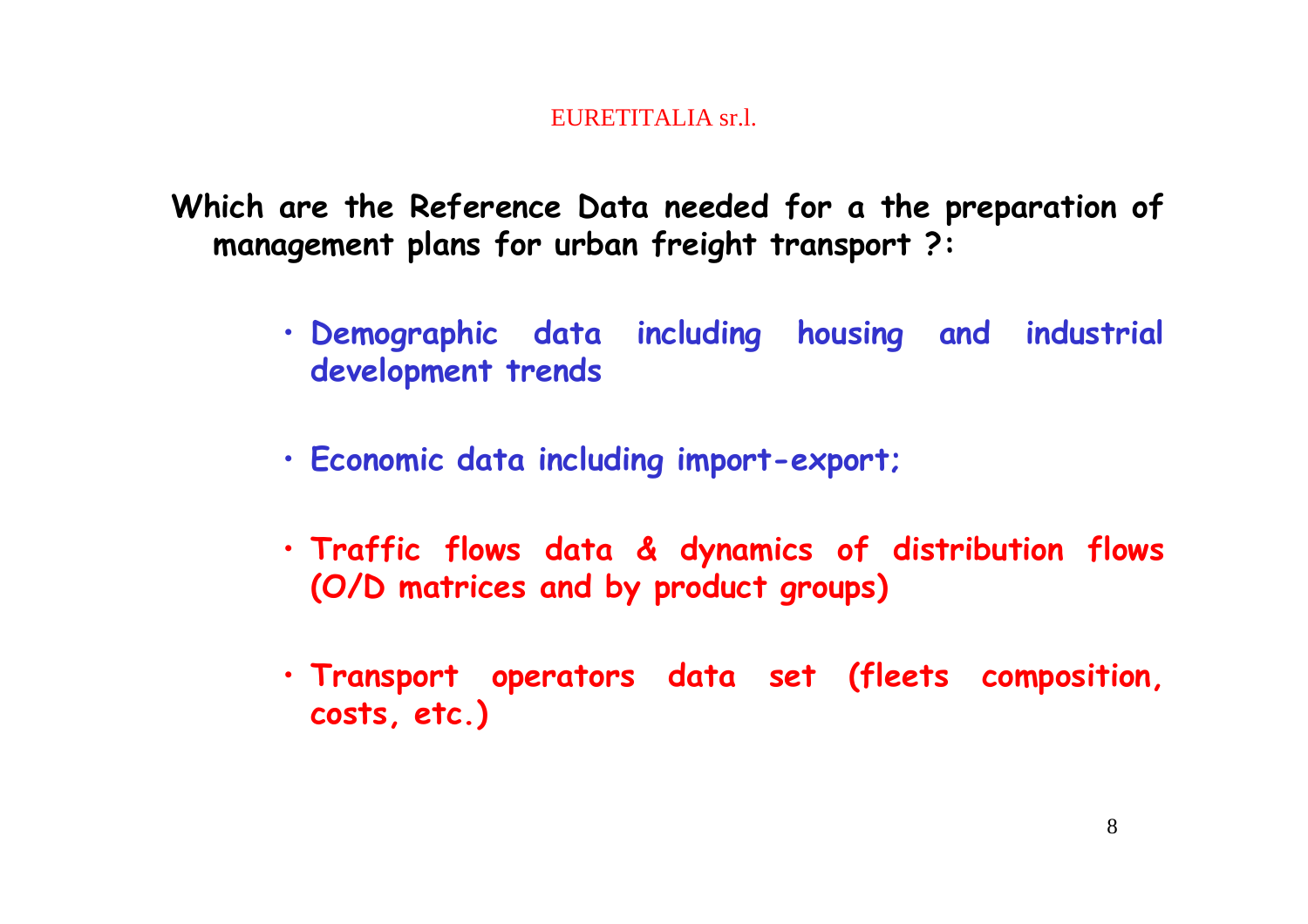EURETITALIA sr.l.

## Which are the Reference Data needed for a the preparation of management plans for urban freight transport ?:

- **Demographic data including housing and industrial development trends**
- **Economic data including import-export;**
- **Traffic flows data & dynamics of distribution flows (O/D matrices and by product groups)**
- **Transport operators data set (fleets composition, costs, etc.)**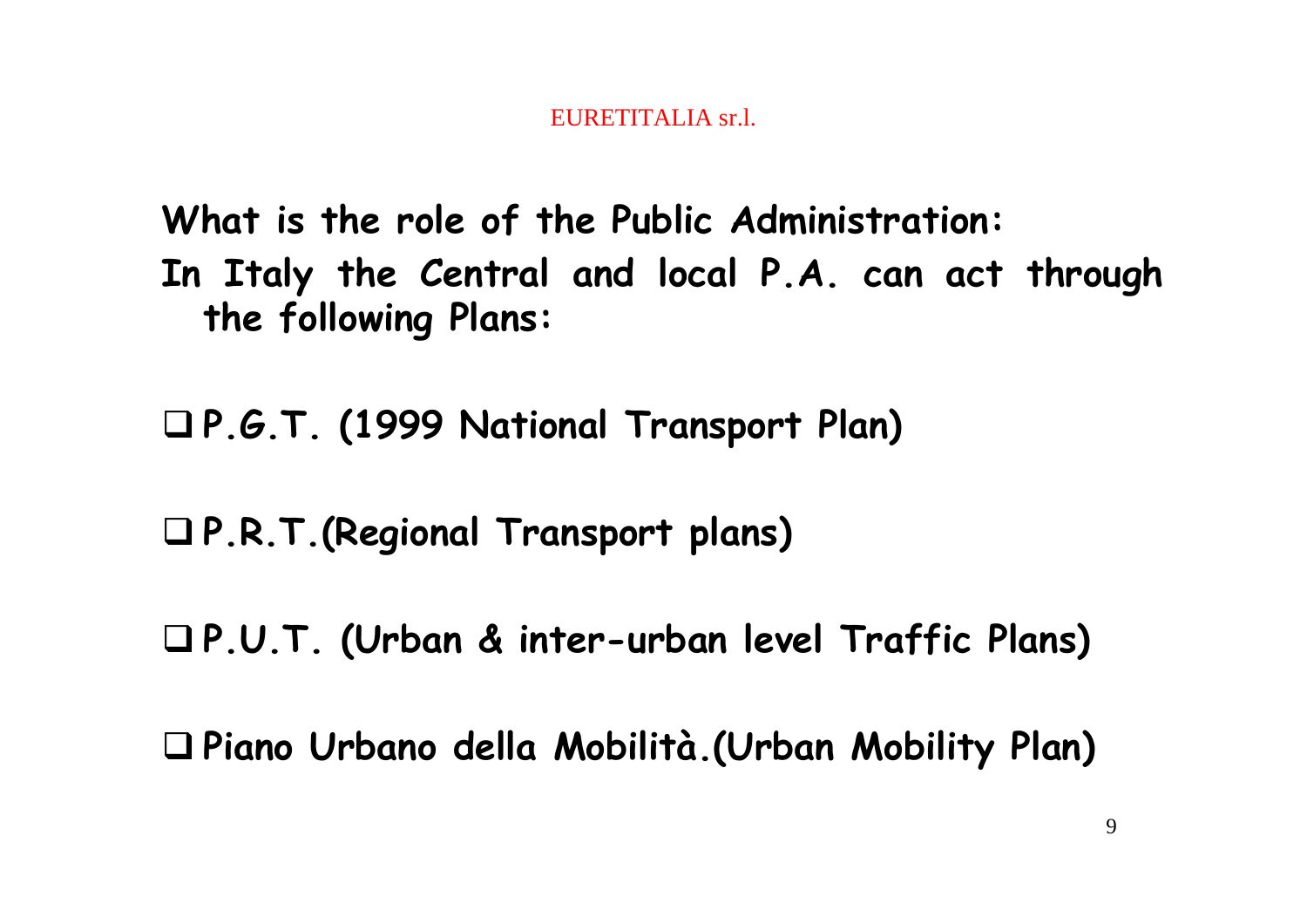**What is the role of the Public Administration:**
**In Italy the Central and local P.A. can act through the following Plans:**

- **P.G.T. (1999 National Transport Plan)**
- **P.R.T.(Regional Transport plans)**
- **P.U.T. (Urban & inter-urban level Traffic Plans)**
- **Piano Urbano della Mobilità.(Urban Mobility Plan)**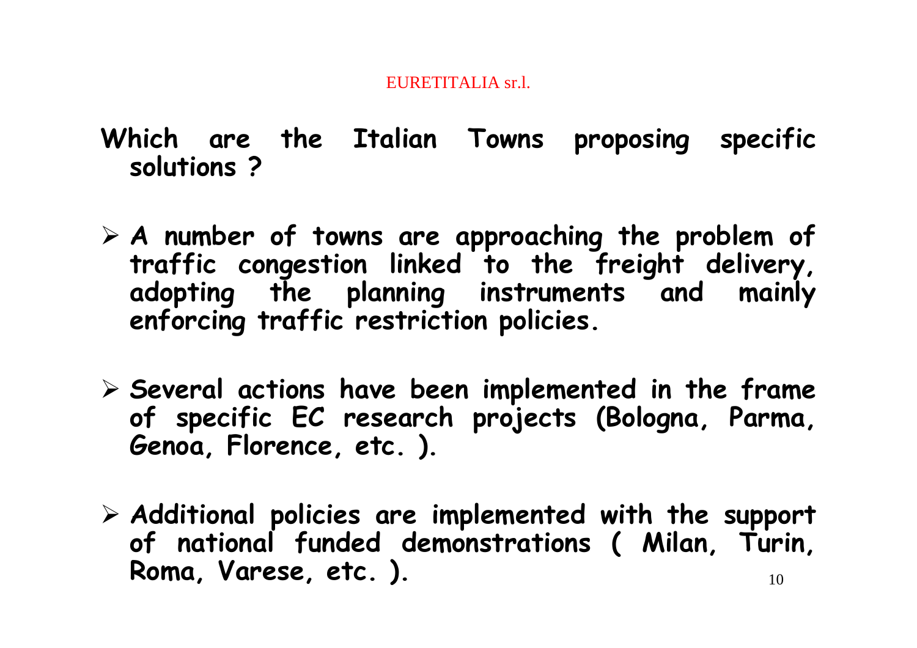## Which are the Italian Towns proposing specific solutions ?

- A number of towns are approaching the problem of traffic congestion linked to the freight delivery, adopting the planning instruments and mainly enforcing traffic restriction policies.

- Several actions have been implemented in the frame of specific EC research projects (Bologna, Parma, Genoa, Florence, etc. ).

- Additional policies are implemented with the support of national funded demonstrations ( Milan, Turin, Roma, Varese, etc. ).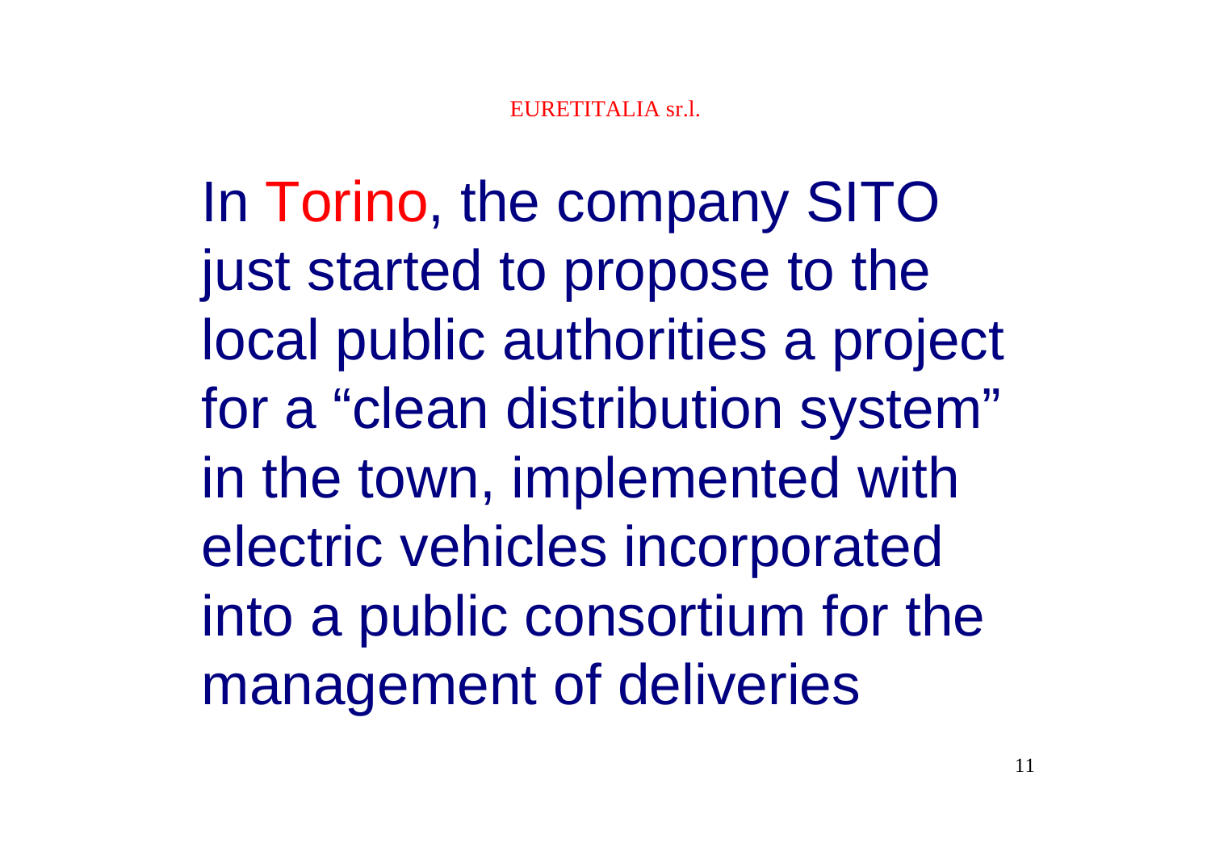In Torino, the company SITO just started to propose to the local public authorities a project for a “clean distribution system” in the town, implemented with electric vehicles incorporated into a public consortium for the management of deliveries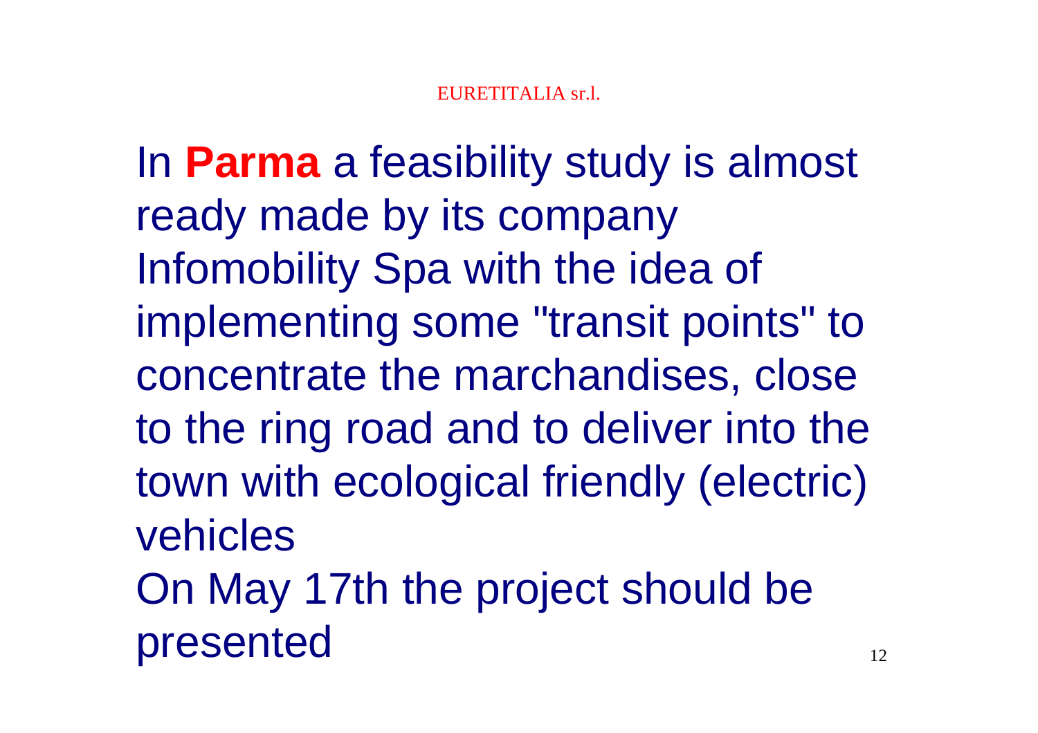In **Parma** a feasibility study is almost ready made by its company Infomobility Spa with the idea of implementing some "transit points" to concentrate the marchandises, close to the ring road and to deliver into the town with ecological friendly (electric) vehicles

On May 17th the project should be presented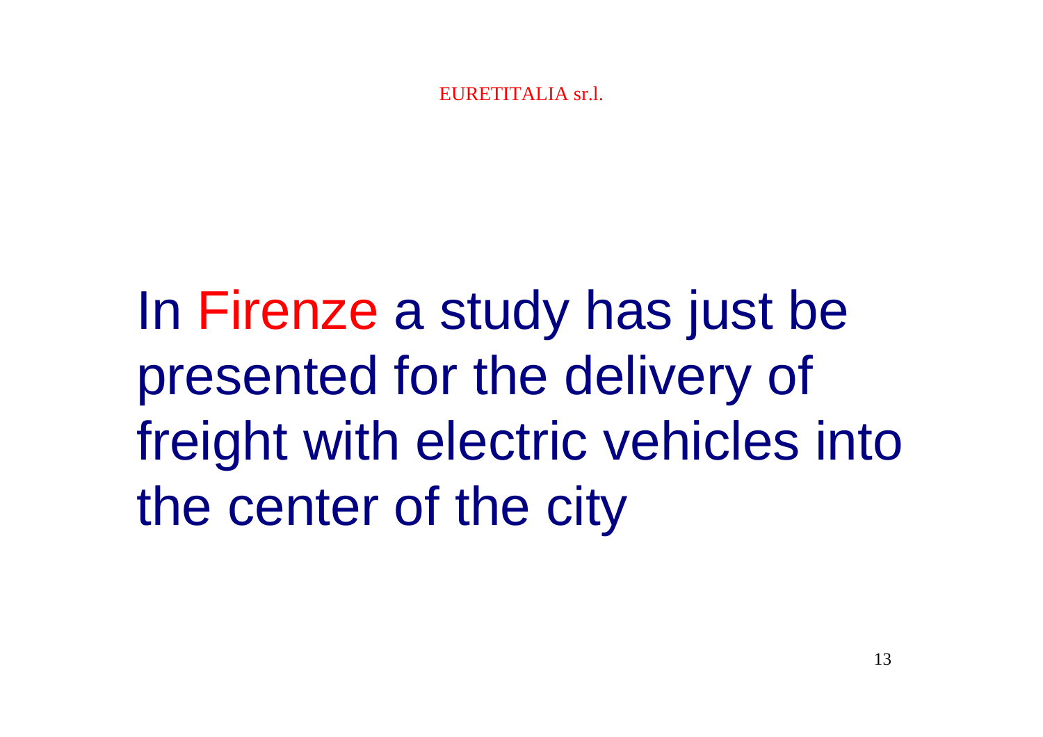In Firenze a study has just be presented for the delivery of freight with electric vehicles into the center of the city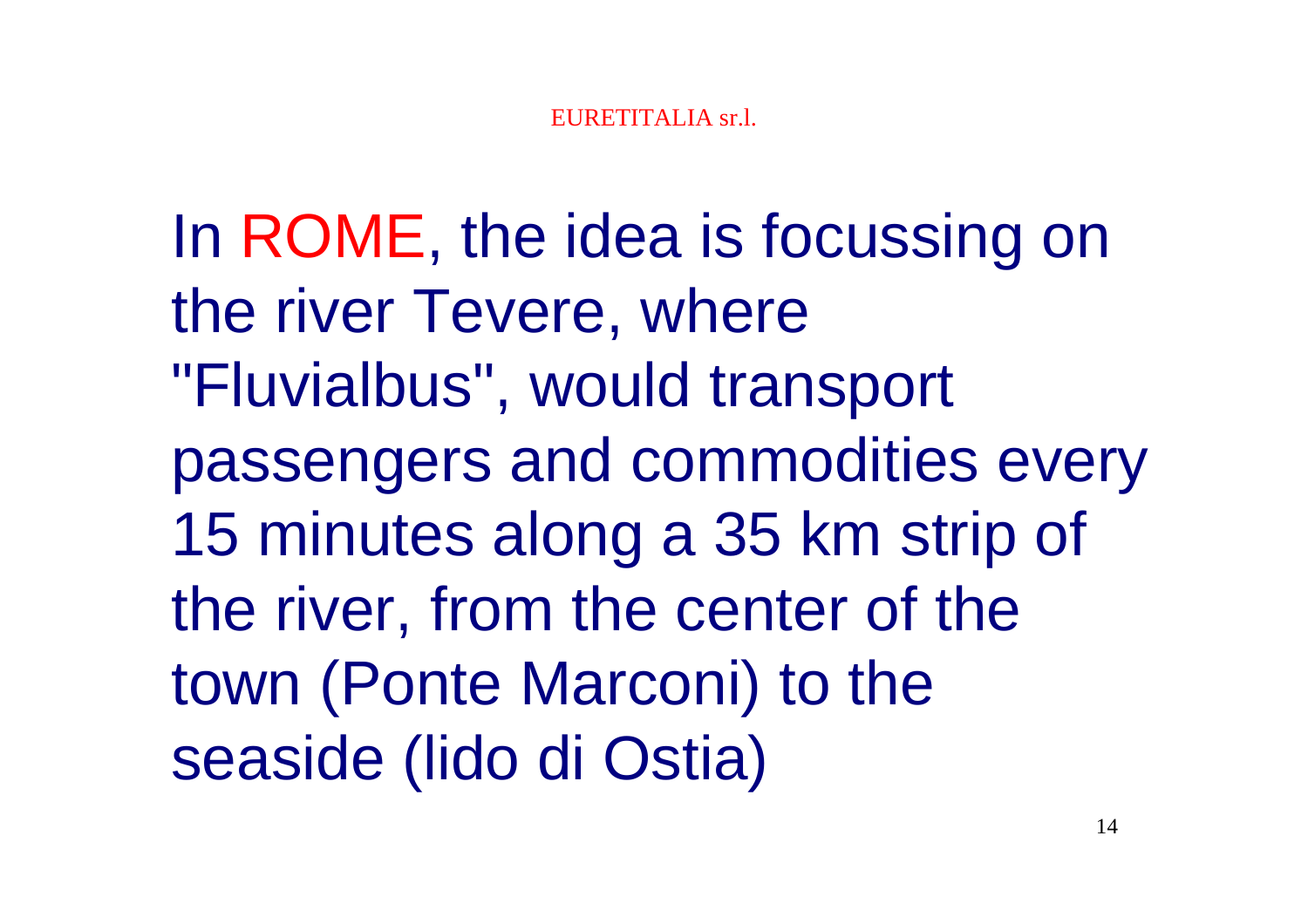In ROME, the idea is focussing on the river Tevere, where "Fluvialbus", would transport passengers and commodities every 15 minutes along a 35 km strip of the river, from the center of the town (Ponte Marconi) to the seaside (lido di Ostia)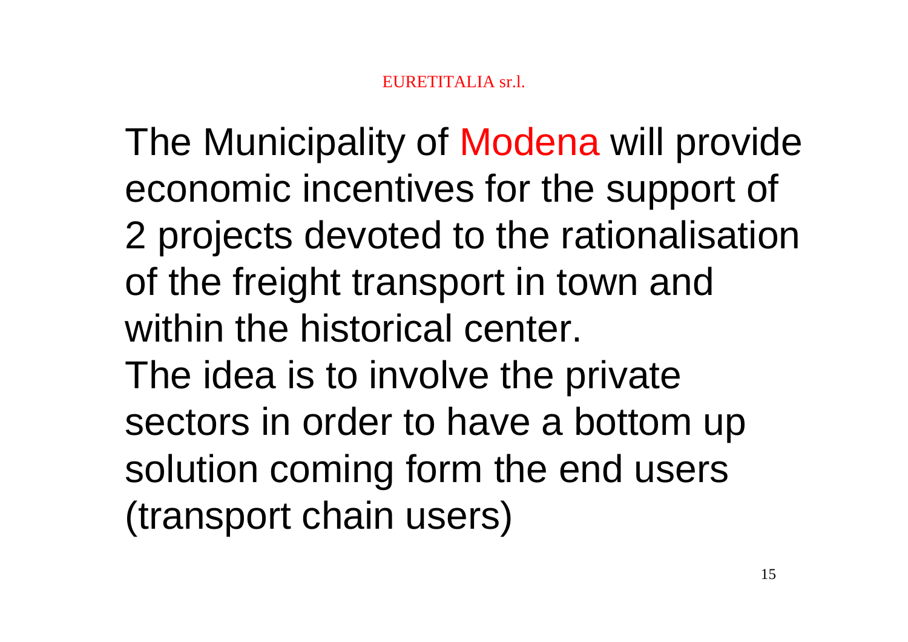The Municipality of Modena will provide economic incentives for the support of 2 projects devoted to the rationalisation of the freight transport in town and within the historical center.

The idea is to involve the private sectors in order to have a bottom up solution coming form the end users (transport chain users)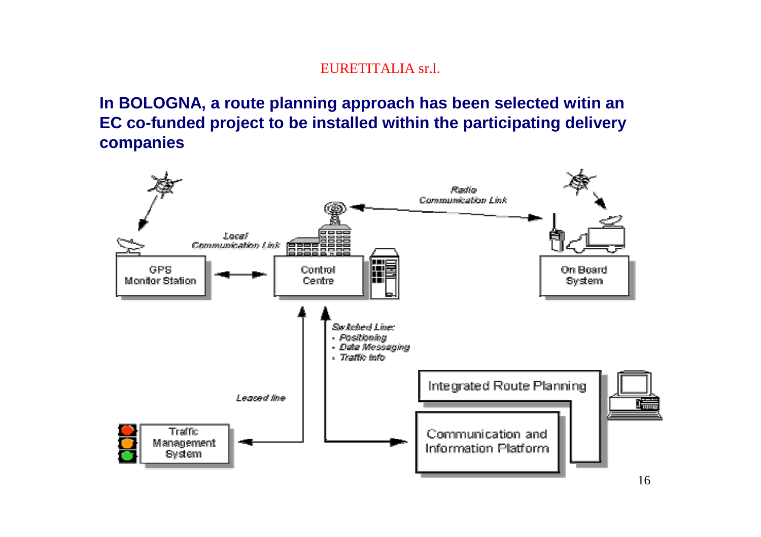EURETITALIA sr.l.

**In BOLOGNA, a route planning approach has been selected witin an EC co-funded project to be installed within the participating delivery companies**

GPS Monitor Station

Local Communication Link

Control Centre

Radio Communication Link

On Board System

Switched Line:
- Positioning
- Data Messaging
- Traffic Info

Leased line

Integrated Route Planning

Communication and Information Platform

Traffic Management System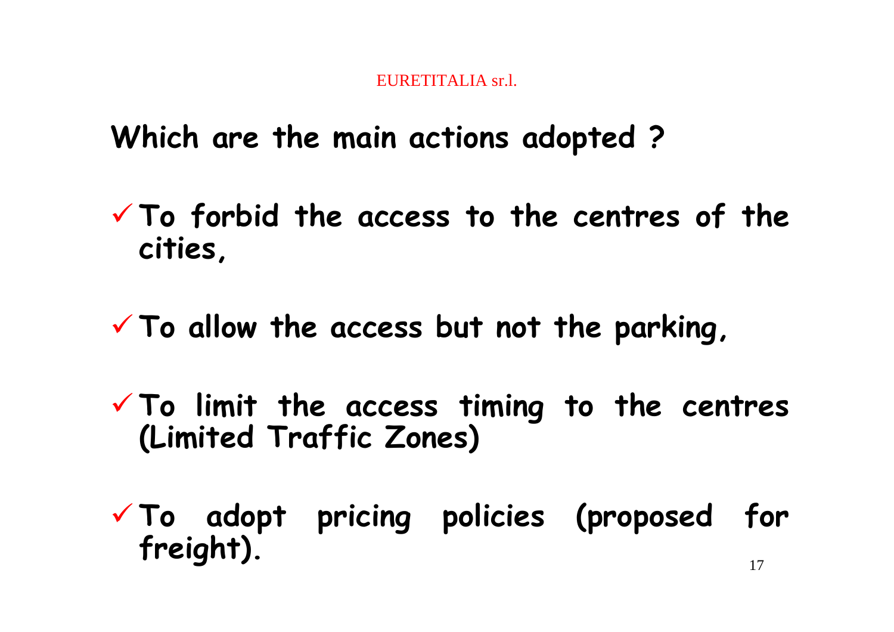## Which are the main actions adopted ?

- To forbid the access to the centres of the cities,
- To allow the access but not the parking,
- To limit the access timing to the centres (Limited Traffic Zones)
- To adopt pricing policies (proposed for freight).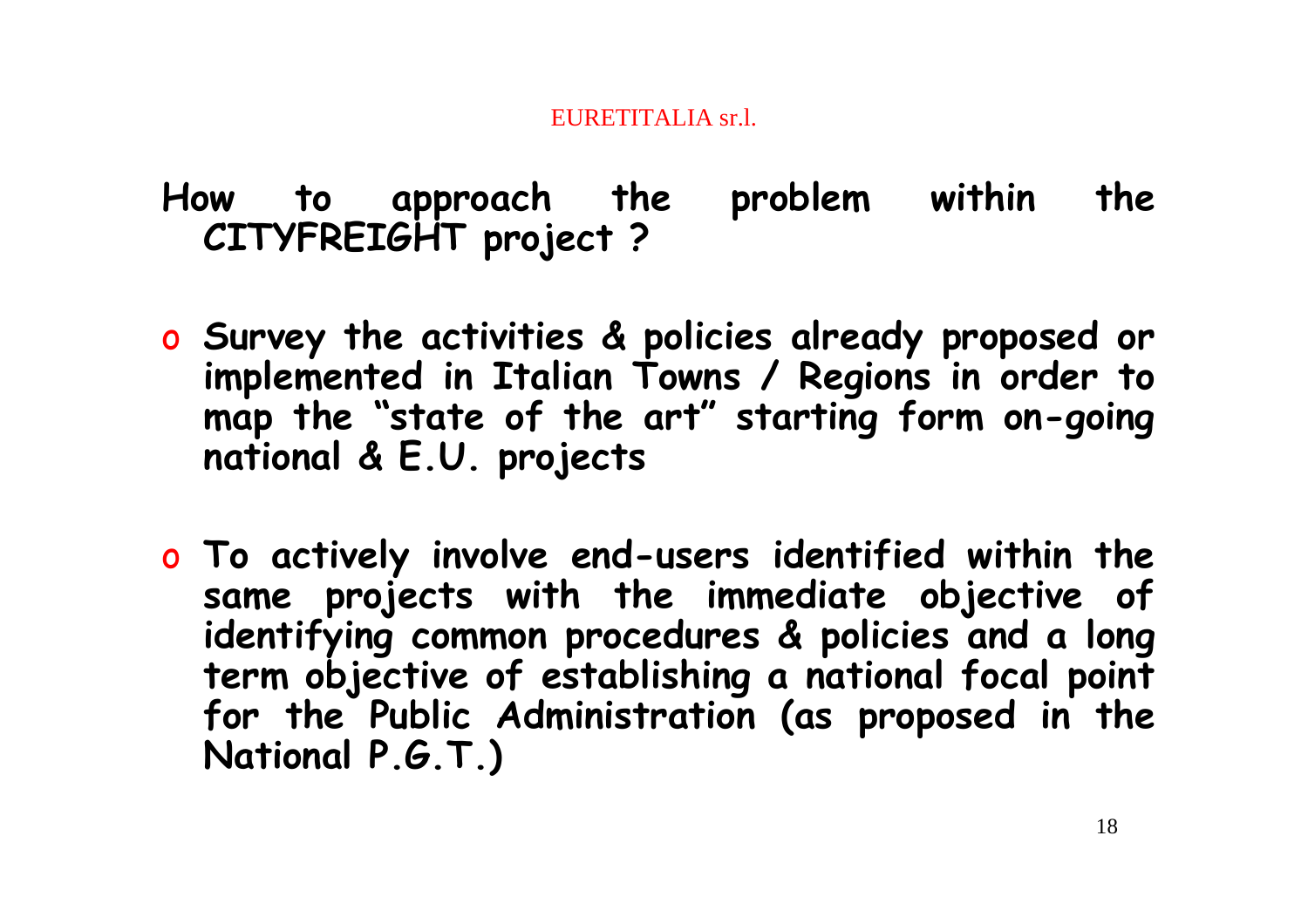EURETITALIA sr.l.

## How to approach the problem within the CITYFREIGHT project ?

- **Survey the activities & policies already proposed or implemented in Italian Towns / Regions in order to map the "state of the art" starting form on-going national & E.U. projects**

- **To actively involve end-users identified within the same projects with the immediate objective of identifying common procedures & policies and a long term objective of establishing a national focal point for the Public Administration (as proposed in the National P.G.T.)**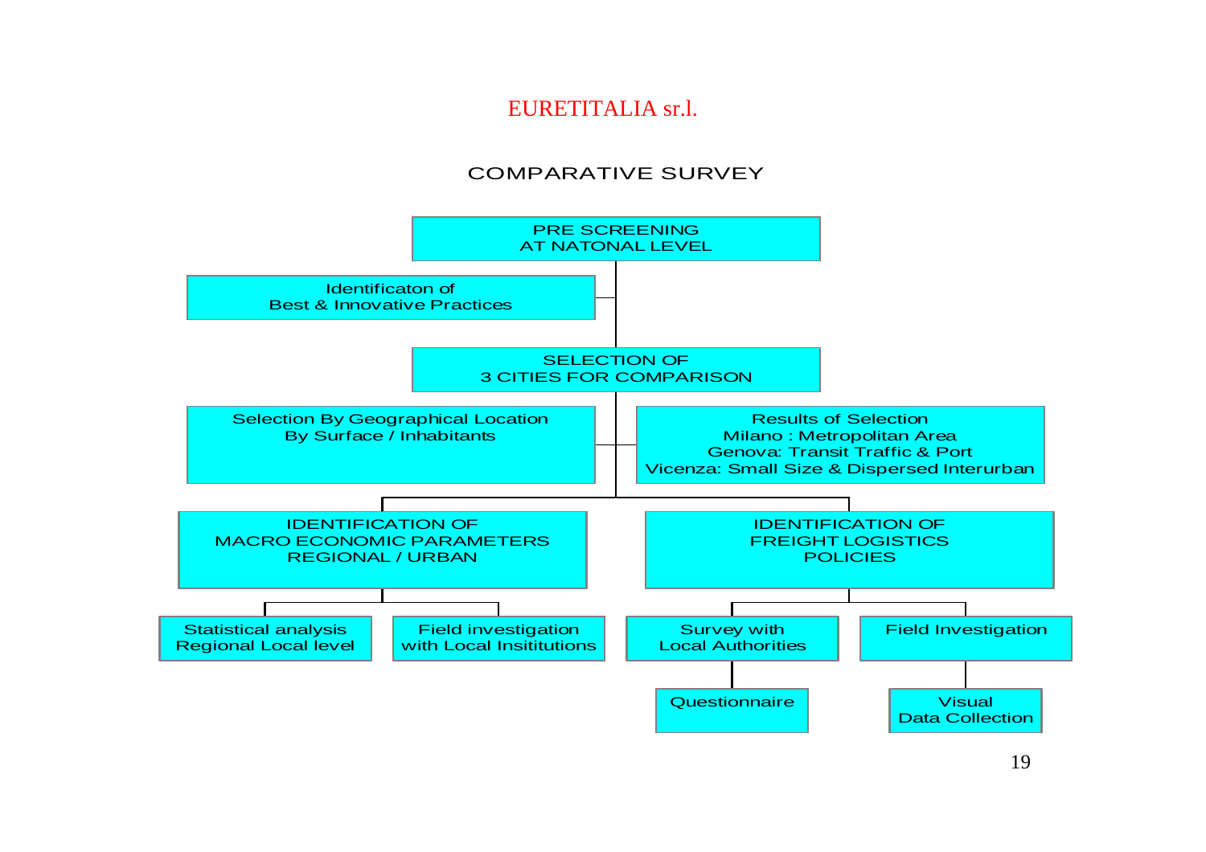EURETITALIA sr.l.

## COMPARATIVE SURVEY

- **PRE SCREENING AT NATONAL LEVEL**
  - Identificaton of Best & Innovative Practices
- **SELECTION OF 3 CITIES FOR COMPARISON**
  - Selection By Geographical Location By Surface / Inhabitants
  - Results of Selection
    - Milano : Metropolitan Area
    - Genova: Transit Traffic & Port
    - Vicenza: Small Size & Dispersed Interurban
- **IDENTIFICATION OF MACRO ECONOMIC PARAMETERS REGIONAL / URBAN**
  - Statistical analysis Regional Local level
  - Field investigation with Local Insititutions
- **IDENTIFICATION OF FREIGHT LOGISTICS POLICIES**
  - Survey with Local Authorities
    - Questionnaire
  - Field Investigation
    - Visual Data Collection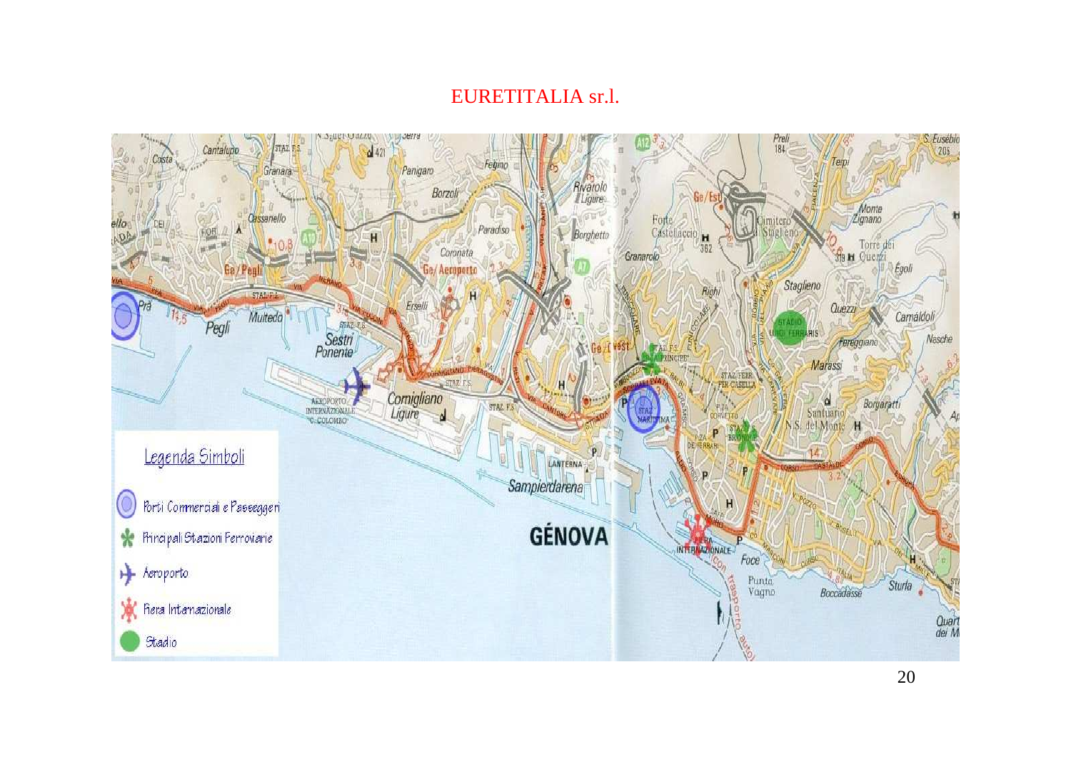EURETITALIA sr.l.

Legenda Simboli

- Porti Commerciali e Passeggeri
- Principali Stazioni Ferroviarie
- Aeroporto
- Fiera Internazionale
- Stadio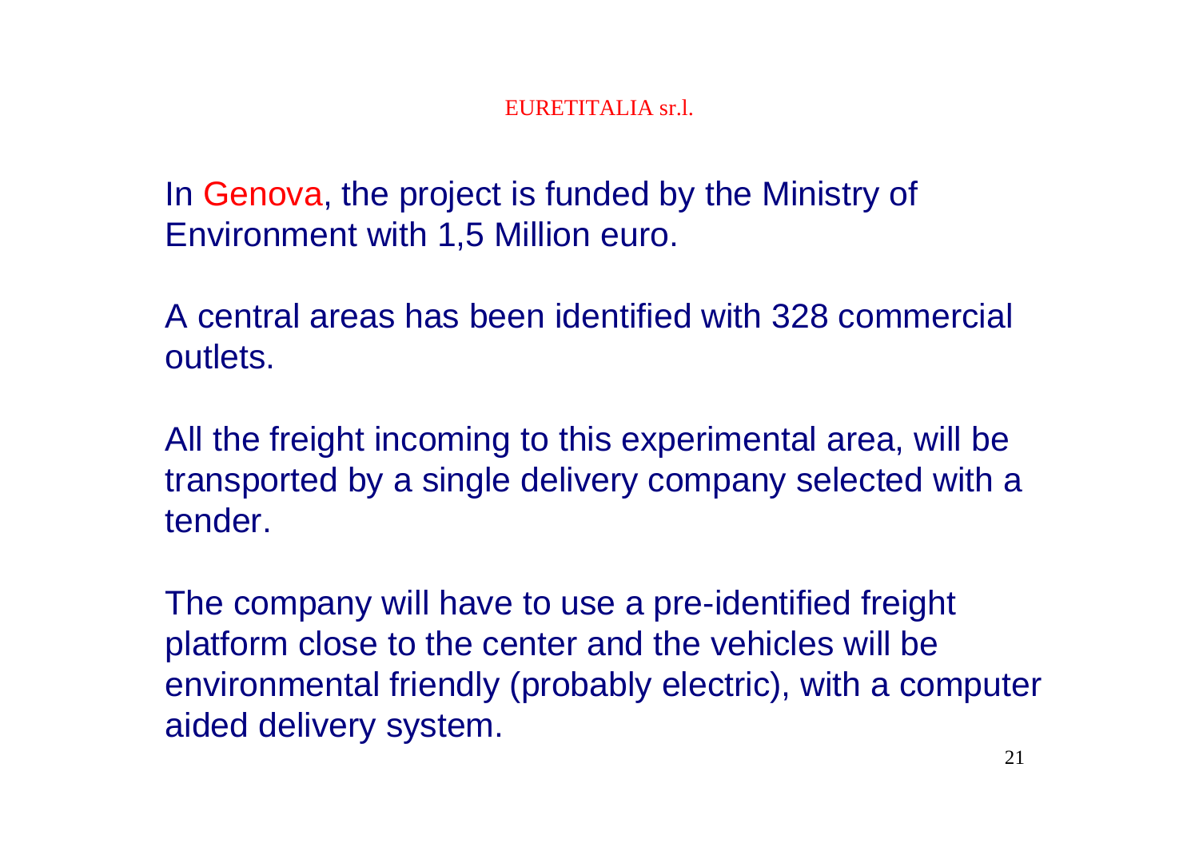In Genova, the project is funded by the Ministry of Environment with 1,5 Million euro.

A central areas has been identified with 328 commercial outlets.

All the freight incoming to this experimental area, will be transported by a single delivery company selected with a tender.

The company will have to use a pre-identified freight platform close to the center and the vehicles will be environmental friendly (probably electric), with a computer aided delivery system.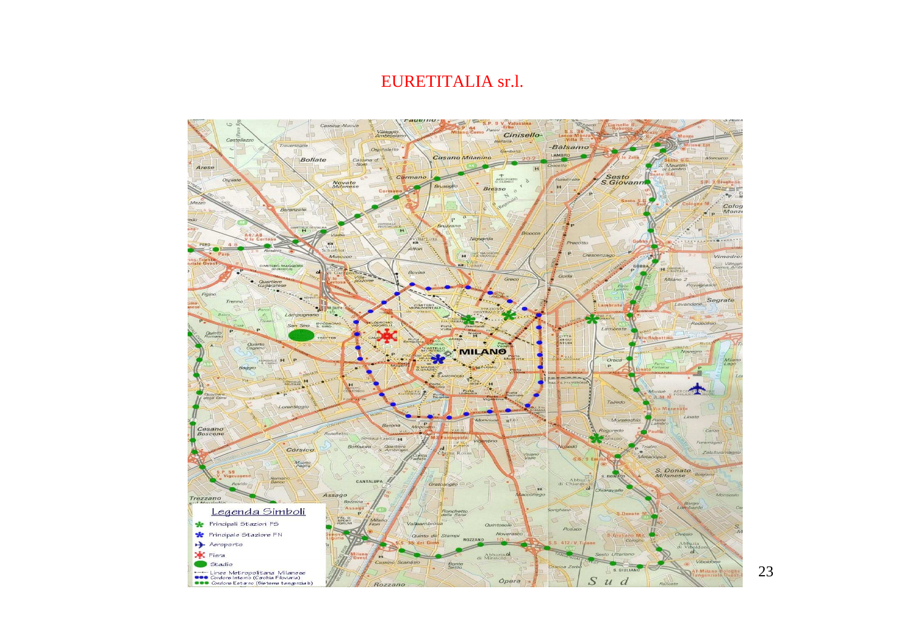**Legenda Simboli**

- Principali Stazioni FS
- Principale Stazione FN
- Aeroporto
- Fiera
- Stadio
- Linee Metropolitana Milanese
- Cordone Interno (Cerchia Filoviaria)
- Cordone Esterno (Sistema tangenziale)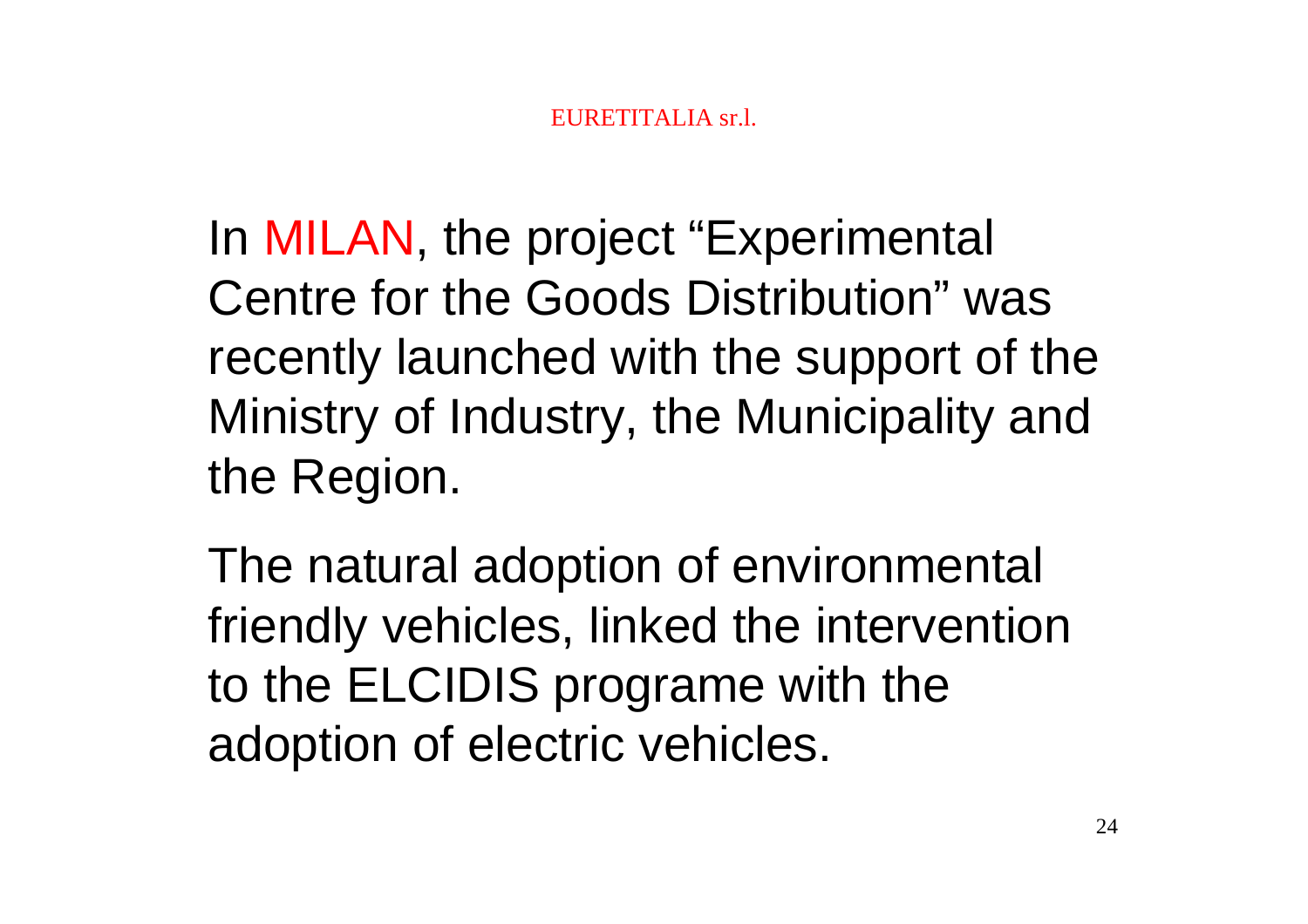In MILAN, the project “Experimental Centre for the Goods Distribution” was recently launched with the support of the Ministry of Industry, the Municipality and the Region.

The natural adoption of environmental friendly vehicles, linked the intervention to the ELCIDIS programe with the adoption of electric vehicles.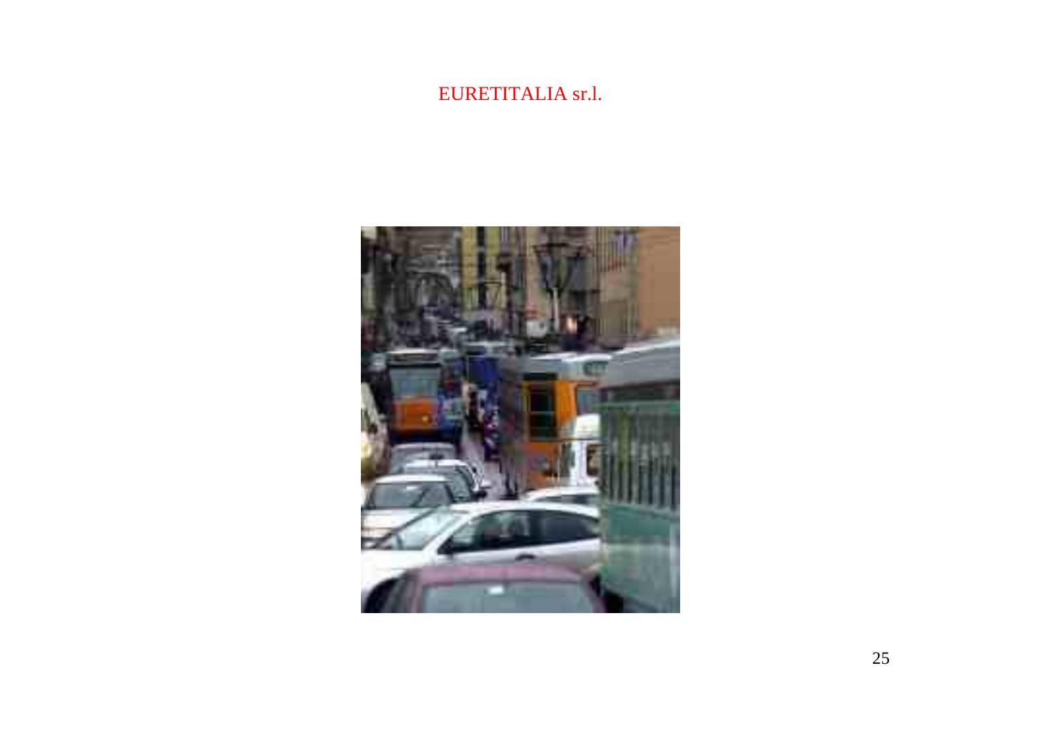EURETITALIA sr.l.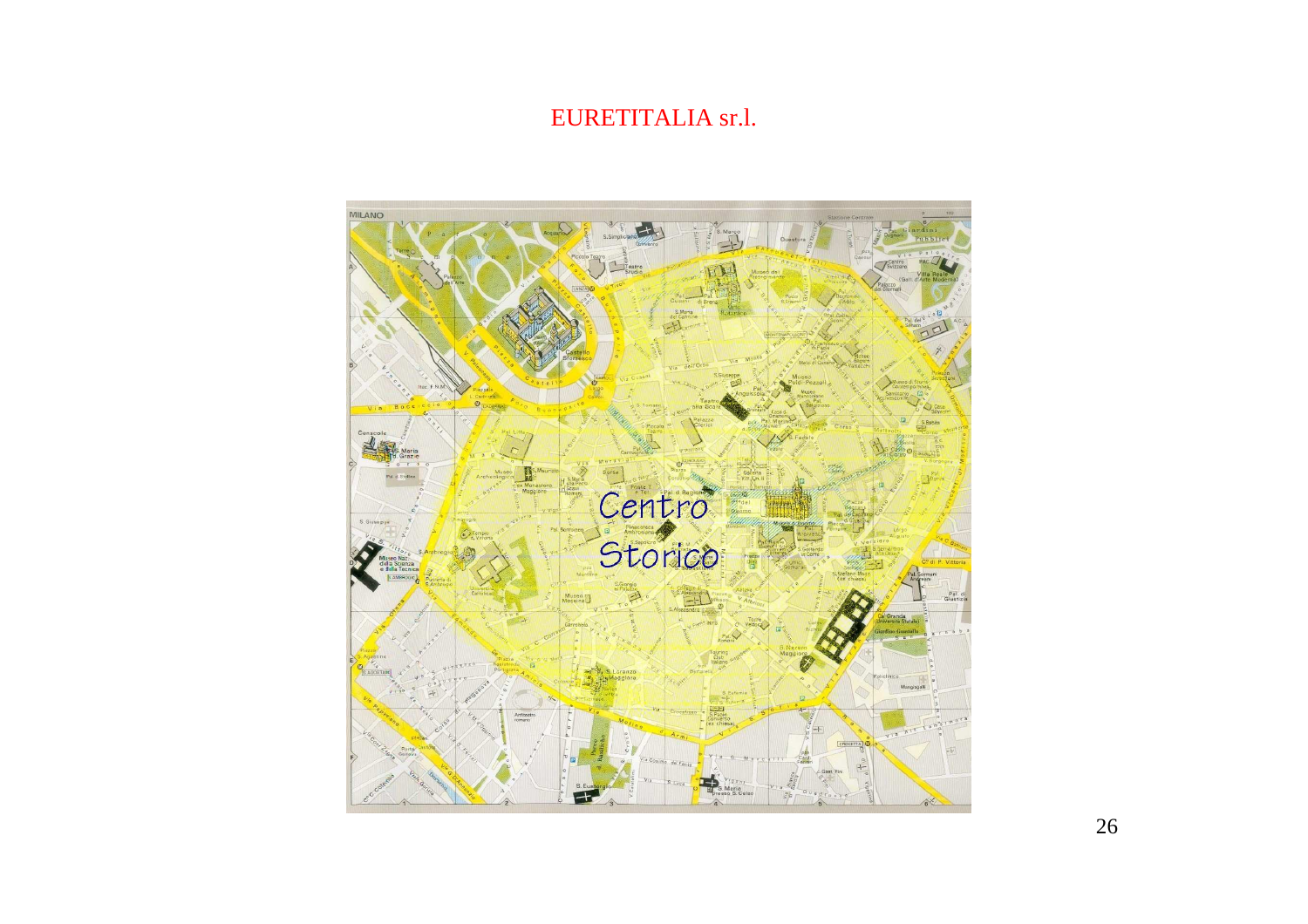EURETITALIA sr.l.

Centro Storico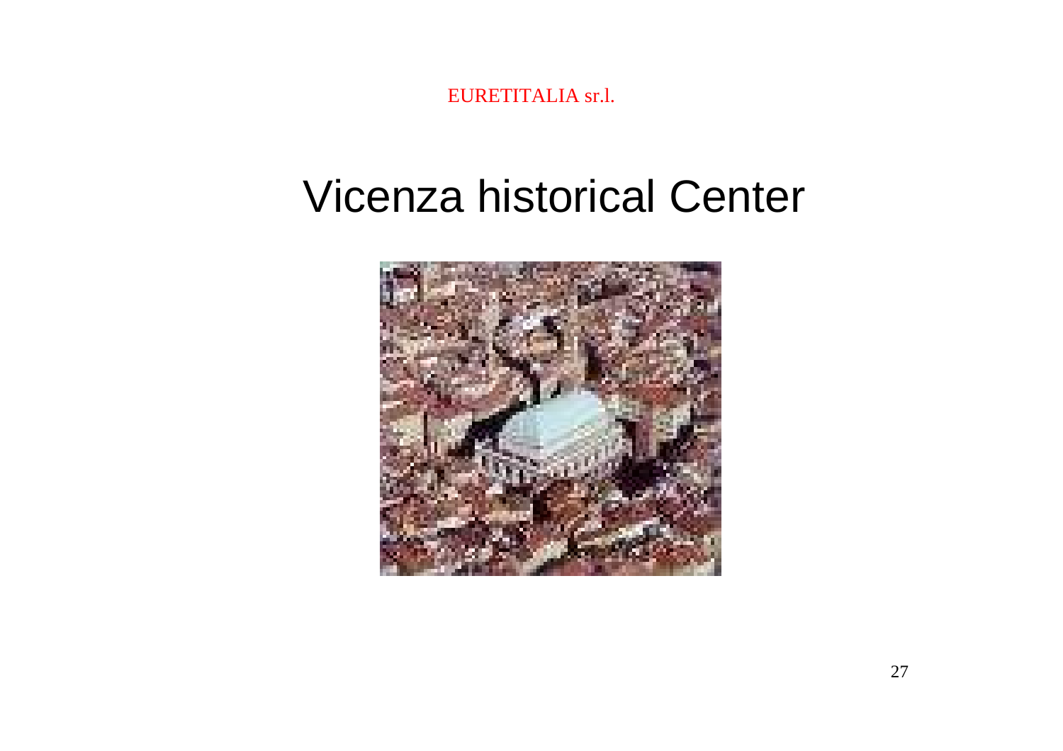EURETITALIA sr.l.

# Vicenza historical Center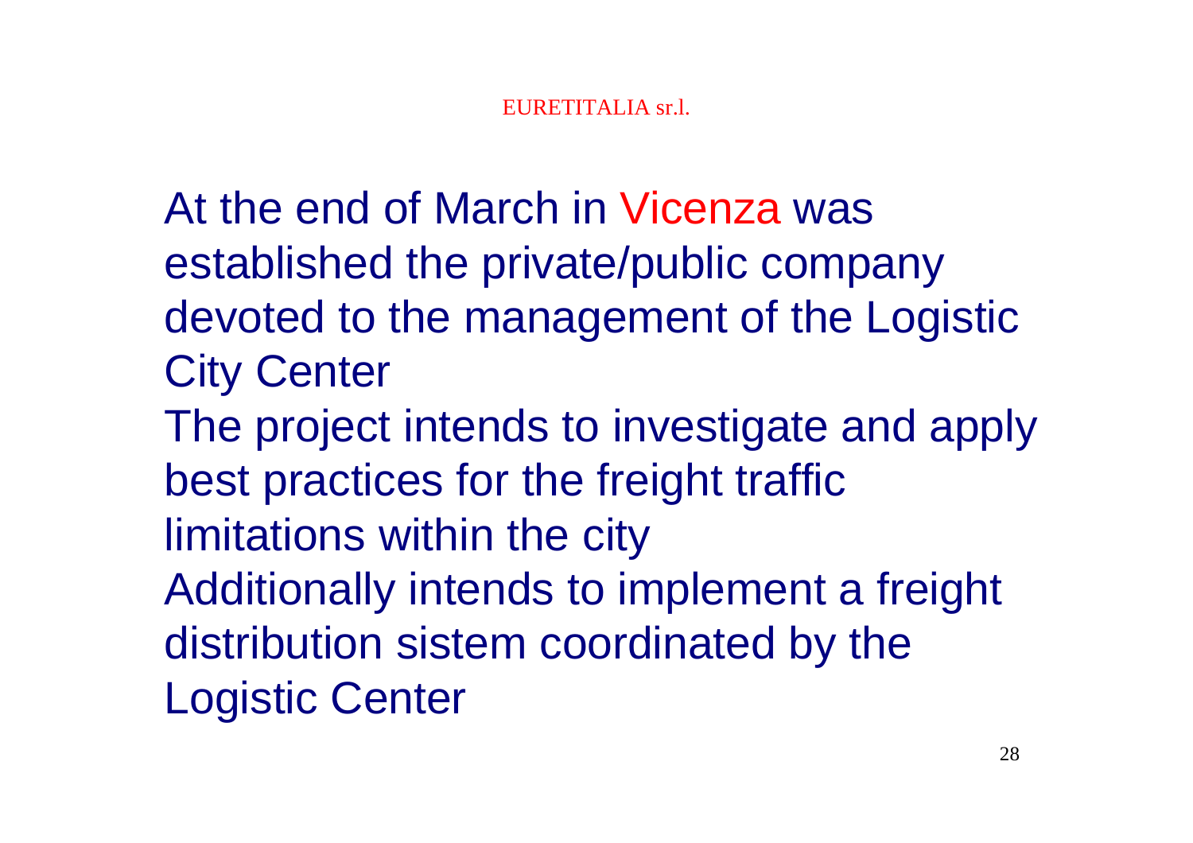At the end of March in Vicenza was established the private/public company devoted to the management of the Logistic City Center

The project intends to investigate and apply best practices for the freight traffic limitations within the city

Additionally intends to implement a freight distribution sistem coordinated by the Logistic Center